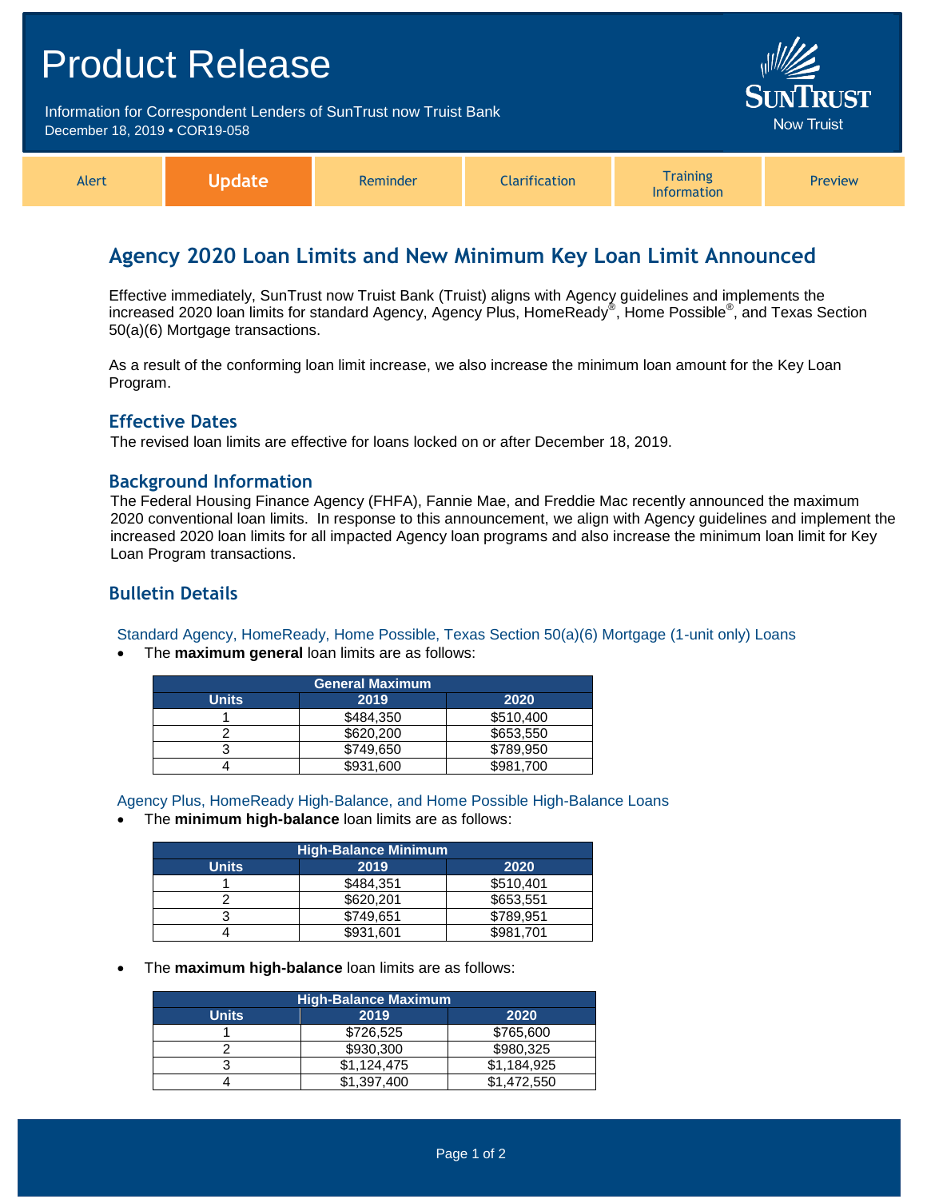# Product Release

Information for Correspondent Lenders of SunTrust now Truist Bank
December 18, 2019 • COR19-058

SunTrust Now Truist

| Alert | **Update** | Reminder | Clarification | Training Information | Preview |
|---|---|---|---|---|---|

## Agency 2020 Loan Limits and New Minimum Key Loan Limit Announced

Effective immediately, SunTrust now Truist Bank (Truist) aligns with Agency guidelines and implements the increased 2020 loan limits for standard Agency, Agency Plus, HomeReady®, Home Possible®, and Texas Section 50(a)(6) Mortgage transactions.

As a result of the conforming loan limit increase, we also increase the minimum loan amount for the Key Loan Program.

### Effective Dates

The revised loan limits are effective for loans locked on or after December 18, 2019.

### Background Information

The Federal Housing Finance Agency (FHFA), Fannie Mae, and Freddie Mac recently announced the maximum 2020 conventional loan limits. In response to this announcement, we align with Agency guidelines and implement the increased 2020 loan limits for all impacted Agency loan programs and also increase the minimum loan limit for Key Loan Program transactions.

### Bulletin Details

#### Standard Agency, HomeReady, Home Possible, Texas Section 50(a)(6) Mortgage (1-unit only) Loans

- The **maximum general** loan limits are as follows:

| General Maximum | | |
|---|---|---|
| **Units** | **2019** | **2020** |
| 1 | $484,350 | $510,400 |
| 2 | $620,200 | $653,550 |
| 3 | $749,650 | $789,950 |
| 4 | $931,600 | $981,700 |

#### Agency Plus, HomeReady High-Balance, and Home Possible High-Balance Loans

- The **minimum high-balance** loan limits are as follows:

| High-Balance Minimum | | |
|---|---|---|
| **Units** | **2019** | **2020** |
| 1 | $484,351 | $510,401 |
| 2 | $620,201 | $653,551 |
| 3 | $749,651 | $789,951 |
| 4 | $931,601 | $981,701 |

- The **maximum high-balance** loan limits are as follows:

| High-Balance Maximum | | |
|---|---|---|
| **Units** | **2019** | **2020** |
| 1 | $726,525 | $765,600 |
| 2 | $930,300 | $980,325 |
| 3 | $1,124,475 | $1,184,925 |
| 4 | $1,397,400 | $1,472,550 |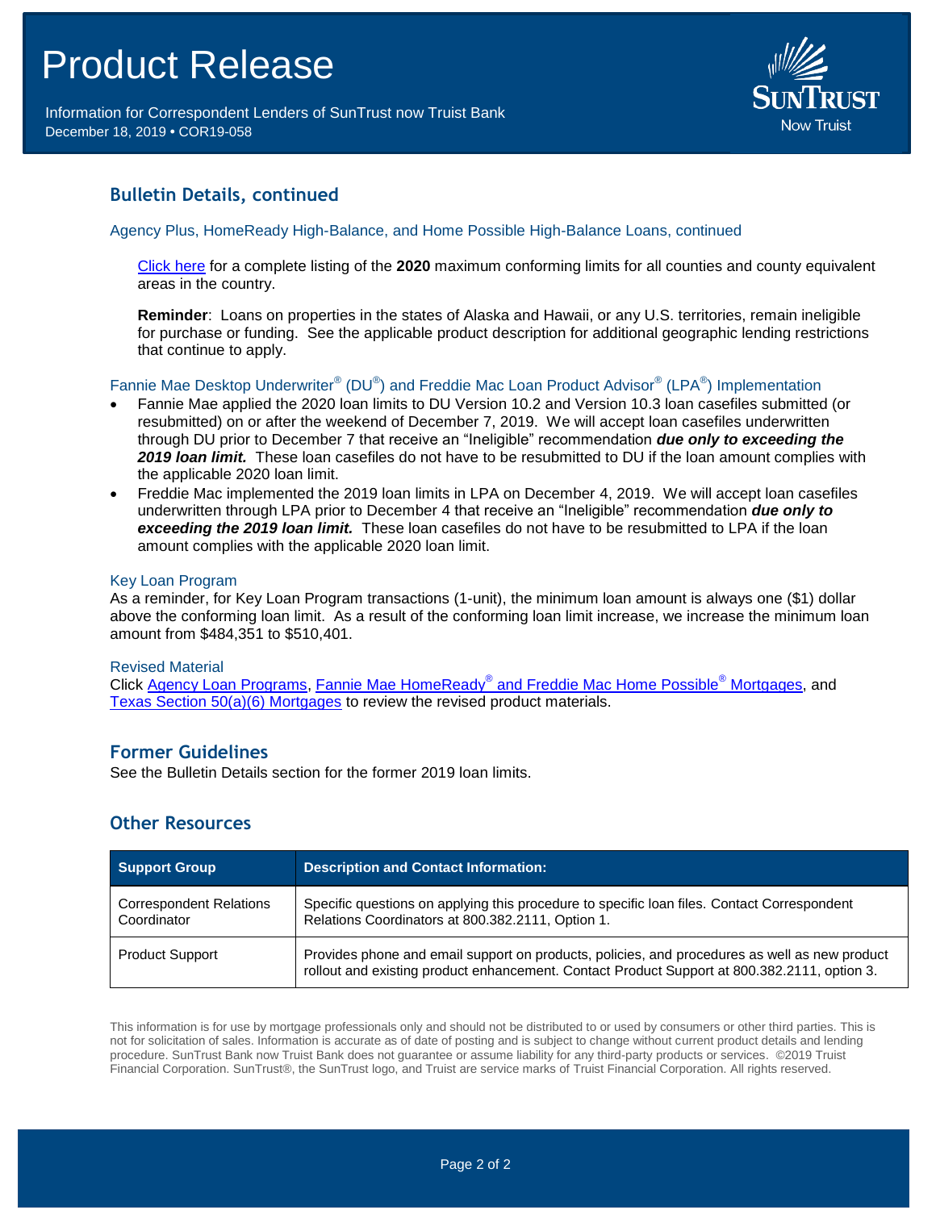## Bulletin Details, continued

### Agency Plus, HomeReady High-Balance, and Home Possible High-Balance Loans, continued

Click here for a complete listing of the **2020** maximum conforming limits for all counties and county equivalent areas in the country.

**Reminder**: Loans on properties in the states of Alaska and Hawaii, or any U.S. territories, remain ineligible for purchase or funding. See the applicable product description for additional geographic lending restrictions that continue to apply.

### Fannie Mae Desktop Underwriter® (DU®) and Freddie Mac Loan Product Advisor® (LPA®) Implementation

- Fannie Mae applied the 2020 loan limits to DU Version 10.2 and Version 10.3 loan casefiles submitted (or resubmitted) on or after the weekend of December 7, 2019. We will accept loan casefiles underwritten through DU prior to December 7 that receive an "Ineligible" recommendation ***due only to exceeding the 2019 loan limit.*** These loan casefiles do not have to be resubmitted to DU if the loan amount complies with the applicable 2020 loan limit.
- Freddie Mac implemented the 2019 loan limits in LPA on December 4, 2019. We will accept loan casefiles underwritten through LPA prior to December 4 that receive an "Ineligible" recommendation ***due only to exceeding the 2019 loan limit.*** These loan casefiles do not have to be resubmitted to LPA if the loan amount complies with the applicable 2020 loan limit.

### Key Loan Program

As a reminder, for Key Loan Program transactions (1-unit), the minimum loan amount is always one ($1) dollar above the conforming loan limit. As a result of the conforming loan limit increase, we increase the minimum loan amount from $484,351 to $510,401.

### Revised Material

Click Agency Loan Programs, Fannie Mae HomeReady® and Freddie Mac Home Possible® Mortgages, and Texas Section 50(a)(6) Mortgages to review the revised product materials.

## Former Guidelines

See the Bulletin Details section for the former 2019 loan limits.

## Other Resources

| Support Group | Description and Contact Information: |
| --- | --- |
| Correspondent Relations Coordinator | Specific questions on applying this procedure to specific loan files. Contact Correspondent Relations Coordinators at 800.382.2111, Option 1. |
| Product Support | Provides phone and email support on products, policies, and procedures as well as new product rollout and existing product enhancement. Contact Product Support at 800.382.2111, option 3. |

This information is for use by mortgage professionals only and should not be distributed to or used by consumers or other third parties. This is not for solicitation of sales. Information is accurate as of date of posting and is subject to change without current product details and lending procedure. SunTrust Bank now Truist Bank does not guarantee or assume liability for any third-party products or services. ©2019 Truist Financial Corporation. SunTrust®, the SunTrust logo, and Truist are service marks of Truist Financial Corporation. All rights reserved.